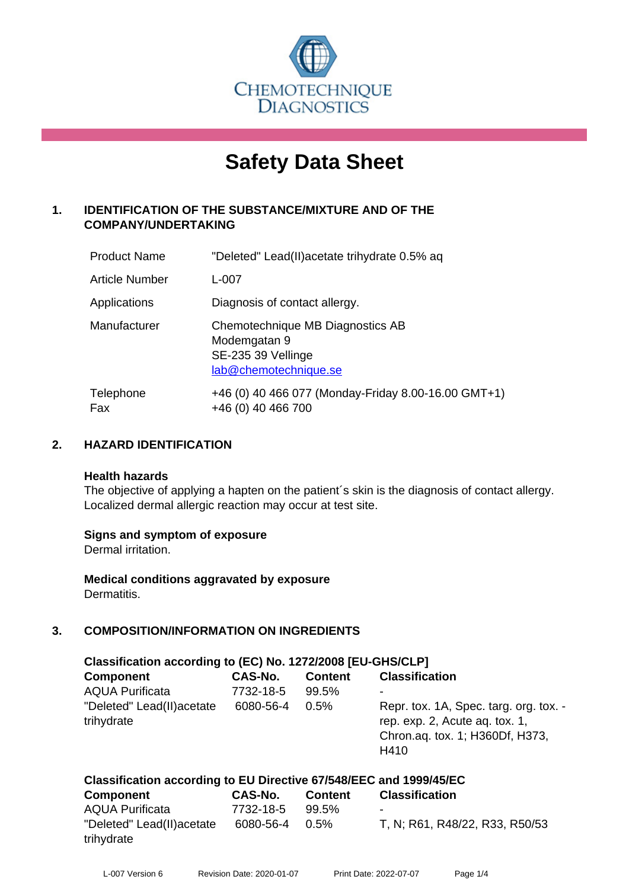CHEMOTECHNIQUE DIAGNOSTICS

# Safety Data Sheet

## 1. IDENTIFICATION OF THE SUBSTANCE/MIXTURE AND OF THE COMPANY/UNDERTAKING

| | |
|---|---|
| Product Name | "Deleted" Lead(II)acetate trihydrate 0.5% aq |
| Article Number | L-007 |
| Applications | Diagnosis of contact allergy. |
| Manufacturer | Chemotechnique MB Diagnostics AB<br>Modemgatan 9<br>SE-235 39 Vellinge<br>lab@chemotechnique.se |
| Telephone<br>Fax | +46 (0) 40 466 077 (Monday-Friday 8.00-16.00 GMT+1)<br>+46 (0) 40 466 700 |

## 2. HAZARD IDENTIFICATION

**Health hazards**
The objective of applying a hapten on the patient´s skin is the diagnosis of contact allergy. Localized dermal allergic reaction may occur at test site.

**Signs and symptom of exposure**
Dermal irritation.

**Medical conditions aggravated by exposure**
Dermatitis.

## 3. COMPOSITION/INFORMATION ON INGREDIENTS

**Classification according to (EC) No. 1272/2008 [EU-GHS/CLP]**

| Component | CAS-No. | Content | Classification |
|---|---|---|---|
| AQUA Purificata | 7732-18-5 | 99.5% | - |
| "Deleted" Lead(II)acetate trihydrate | 6080-56-4 | 0.5% | Repr. tox. 1A, Spec. targ. org. tox. - rep. exp. 2, Acute aq. tox. 1, Chron.aq. tox. 1; H360Df, H373, H410 |

**Classification according to EU Directive 67/548/EEC and 1999/45/EC**

| Component | CAS-No. | Content | Classification |
|---|---|---|---|
| AQUA Purificata | 7732-18-5 | 99.5% | - |
| "Deleted" Lead(II)acetate trihydrate | 6080-56-4 | 0.5% | T, N; R61, R48/22, R33, R50/53 |

L-007 Version 6 Revision Date: 2020-01-07 Print Date: 2022-07-07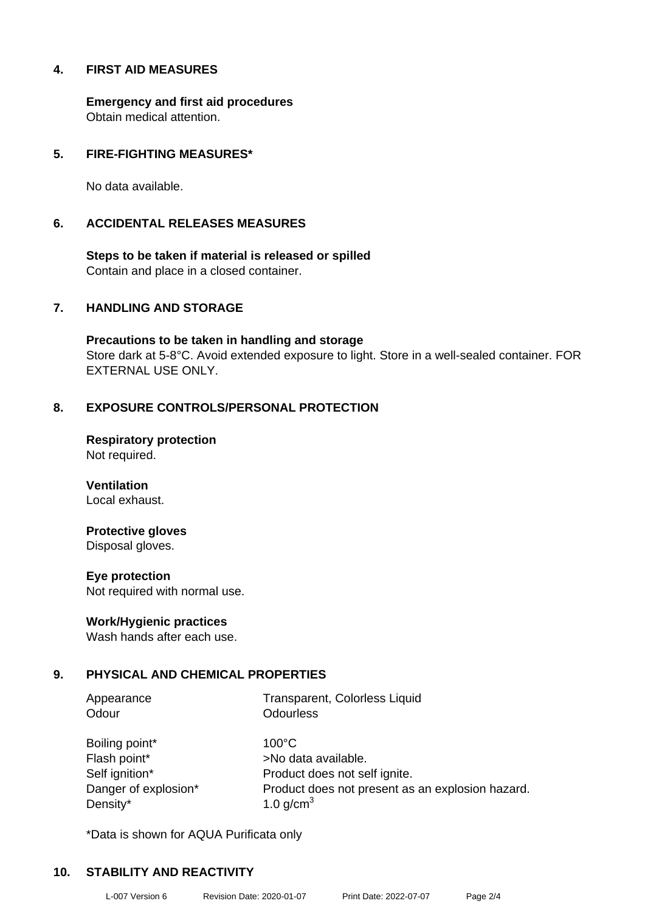## 4. FIRST AID MEASURES

**Emergency and first aid procedures**
Obtain medical attention.

## 5. FIRE-FIGHTING MEASURES*

No data available.

## 6. ACCIDENTAL RELEASES MEASURES

**Steps to be taken if material is released or spilled**
Contain and place in a closed container.

## 7. HANDLING AND STORAGE

**Precautions to be taken in handling and storage**
Store dark at 5-8°C. Avoid extended exposure to light. Store in a well-sealed container. FOR EXTERNAL USE ONLY.

## 8. EXPOSURE CONTROLS/PERSONAL PROTECTION

**Respiratory protection**
Not required.

**Ventilation**
Local exhaust.

**Protective gloves**
Disposal gloves.

**Eye protection**
Not required with normal use.

**Work/Hygienic practices**
Wash hands after each use.

## 9. PHYSICAL AND CHEMICAL PROPERTIES

| | |
|---|---|
| Appearance | Transparent, Colorless Liquid |
| Odour | Odourless |
| Boiling point* | 100°C |
| Flash point* | >No data available. |
| Self ignition* | Product does not self ignite. |
| Danger of explosion* | Product does not present as an explosion hazard. |
| Density* | 1.0 g/cm$^3$ |

*Data is shown for AQUA Purificata only

## 10. STABILITY AND REACTIVITY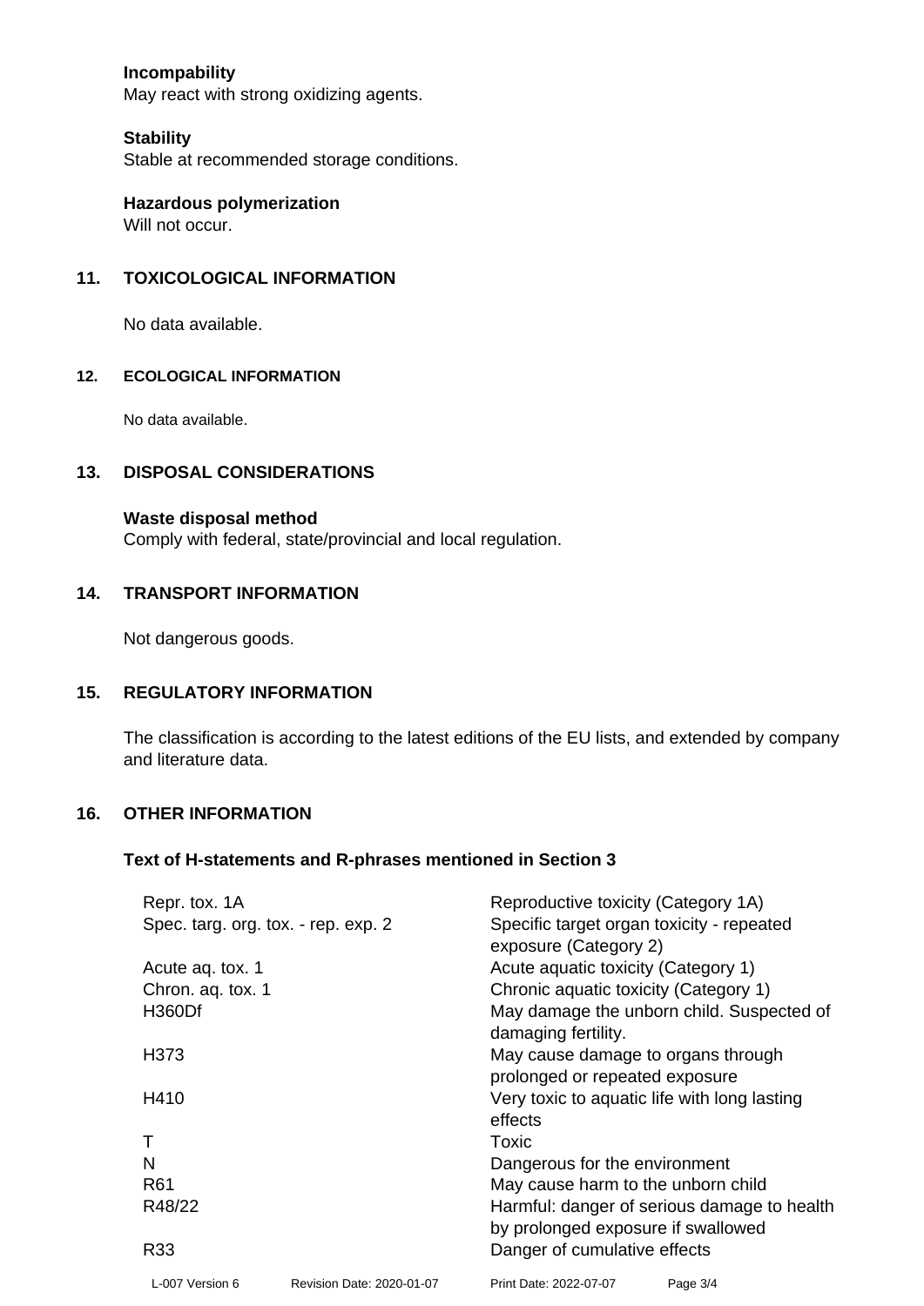**Incompatibility**
May react with strong oxidizing agents.

**Stability**
Stable at recommended storage conditions.

**Hazardous polymerization**
Will not occur.

## 11. TOXICOLOGICAL INFORMATION

No data available.

## 12. ECOLOGICAL INFORMATION

No data available.

## 13. DISPOSAL CONSIDERATIONS

**Waste disposal method**
Comply with federal, state/provincial and local regulation.

## 14. TRANSPORT INFORMATION

Not dangerous goods.

## 15. REGULATORY INFORMATION

The classification is according to the latest editions of the EU lists, and extended by company and literature data.

## 16. OTHER INFORMATION

### Text of H-statements and R-phrases mentioned in Section 3

| | |
|---|---|
| Repr. tox. 1A | Reproductive toxicity (Category 1A) |
| Spec. targ. org. tox. - rep. exp. 2 | Specific target organ toxicity - repeated exposure (Category 2) |
| Acute aq. tox. 1 | Acute aquatic toxicity (Category 1) |
| Chron. aq. tox. 1 | Chronic aquatic toxicity (Category 1) |
| H360Df | May damage the unborn child. Suspected of damaging fertility. |
| H373 | May cause damage to organs through prolonged or repeated exposure |
| H410 | Very toxic to aquatic life with long lasting effects |
| T | Toxic |
| N | Dangerous for the environment |
| R61 | May cause harm to the unborn child |
| R48/22 | Harmful: danger of serious damage to health by prolonged exposure if swallowed |
| R33 | Danger of cumulative effects |

L-007 Version 6 Revision Date: 2020-01-07 Print Date: 2022-07-07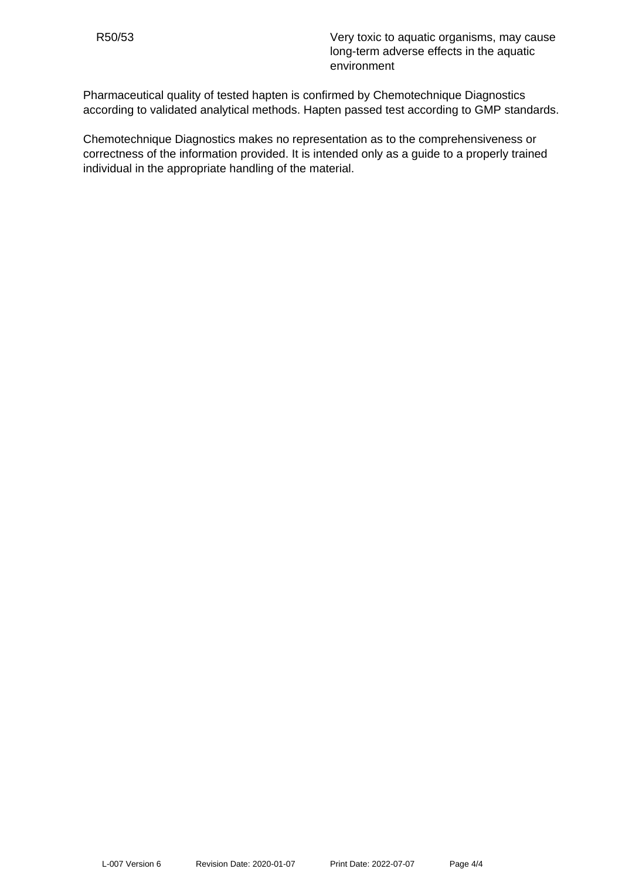| | |
|---|---|
| R50/53 | Very toxic to aquatic organisms, may cause long-term adverse effects in the aquatic environment |

Pharmaceutical quality of tested hapten is confirmed by Chemotechnique Diagnostics according to validated analytical methods. Hapten passed test according to GMP standards.

Chemotechnique Diagnostics makes no representation as to the comprehensiveness or correctness of the information provided. It is intended only as a guide to a properly trained individual in the appropriate handling of the material.